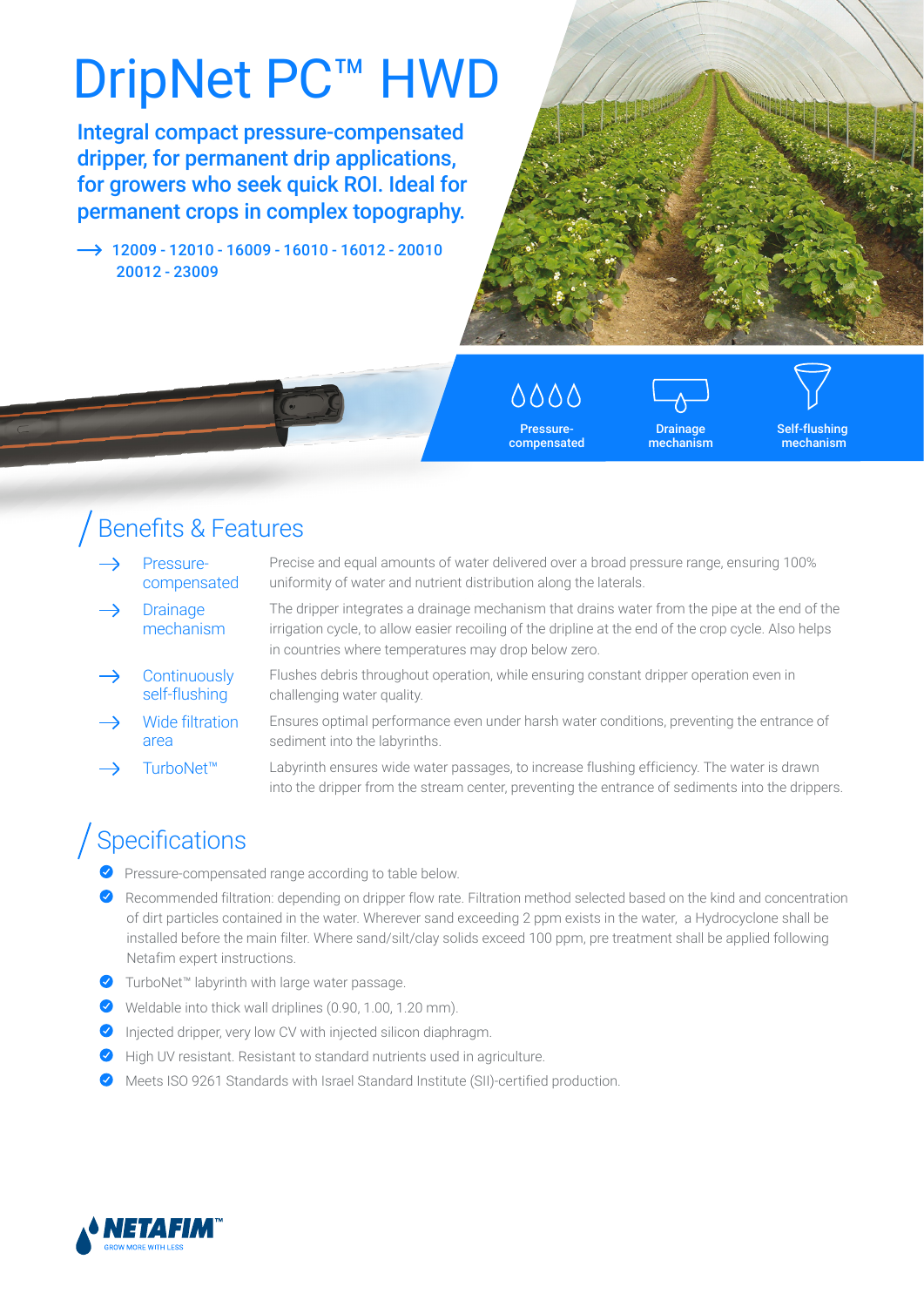# DripNet PC™ HWD

**Integral compact pressure-compensated dripper, for permanent drip applications, for growers who seek quick ROI. Ideal for permanent crops in complex topography.**

→ **12009 - 12010 - 16009 - 16010 - 16012 - 20010 20012 - 23009**

Pressure-compensated | Drainage mechanism | Self-flushing mechanism

## Benefits & Features

- **Pressure-compensated** — Precise and equal amounts of water delivered over a broad pressure range, ensuring 100% uniformity of water and nutrient distribution along the laterals.
- **Drainage mechanism** — The dripper integrates a drainage mechanism that drains water from the pipe at the end of the irrigation cycle, to allow easier recoiling of the dripline at the end of the crop cycle. Also helps in countries where temperatures may drop below zero.
- **Continuously self-flushing** — Flushes debris throughout operation, while ensuring constant dripper operation even in challenging water quality.
- **Wide filtration area** — Ensures optimal performance even under harsh water conditions, preventing the entrance of sediment into the labyrinths.
- **TurboNet™** — Labyrinth ensures wide water passages, to increase flushing efficiency. The water is drawn into the dripper from the stream center, preventing the entrance of sediments into the drippers.

## Specifications

- Pressure-compensated range according to table below.
- Recommended filtration: depending on dripper flow rate. Filtration method selected based on the kind and concentration of dirt particles contained in the water. Wherever sand exceeding 2 ppm exists in the water, a Hydrocyclone shall be installed before the main filter. Where sand/silt/clay solids exceed 100 ppm, pre treatment shall be applied following Netafim expert instructions.
- TurboNet™ labyrinth with large water passage.
- Weldable into thick wall driplines (0.90, 1.00, 1.20 mm).
- Injected dripper, very low CV with injected silicon diaphragm.
- High UV resistant. Resistant to standard nutrients used in agriculture.
- Meets ISO 9261 Standards with Israel Standard Institute (SII)-certified production.

NETAFIM™ GROW MORE WITH LESS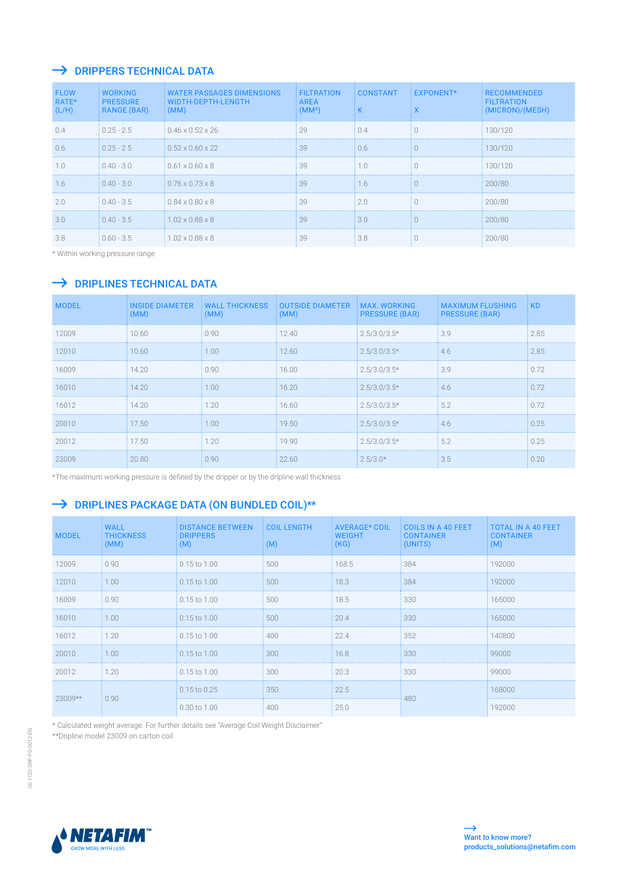## → DRIPPERS TECHNICAL DATA

| FLOW RATE* (L/H) | WORKING PRESSURE RANGE (BAR) | WATER PASSAGES DIMENSIONS WIDTH-DEPTH-LENGTH (MM) | FILTRATION AREA ($MM^2$) | CONSTANT K | EXPONENT* X | RECOMMENDED FILTRATION (MICRON)/(MESH) |
|---|---|---|---|---|---|---|
| 0.4 | 0.25 - 2.5 | 0.46 x 0.52 x 26 | 29 | 0.4 | 0 | 130/120 |
| 0.6 | 0.25 - 2.5 | 0.52 x 0.60 x 22 | 39 | 0.6 | 0 | 130/120 |
| 1.0 | 0.40 - 3.0 | 0.61 x 0.60 x 8 | 39 | 1.0 | 0 | 130/120 |
| 1.6 | 0.40 - 3.0 | 0.76 x 0.73 x 8 | 39 | 1.6 | 0 | 200/80 |
| 2.0 | 0.40 - 3.5 | 0.84 x 0.80 x 8 | 39 | 2.0 | 0 | 200/80 |
| 3.0 | 0.40 - 3.5 | 1.02 x 0.88 x 8 | 39 | 3.0 | 0 | 200/80 |
| 3.8 | 0.60 - 3.5 | 1.02 x 0.88 x 8 | 39 | 3.8 | 0 | 200/80 |

* Within working pressure range

## → DRIPLINES TECHNICAL DATA

| MODEL | INSIDE DIAMETER (MM) | WALL THICKNESS (MM) | OUTSIDE DIAMETER (MM) | MAX. WORKING PRESSURE (BAR) | MAXIMUM FLUSHING PRESSURE (BAR) | KD |
|---|---|---|---|---|---|---|
| 12009 | 10.60 | 0.90 | 12.40 | 2.5/3.0/3.5* | 3.9 | 2.85 |
| 12010 | 10.60 | 1.00 | 12.60 | 2.5/3.0/3.5* | 4.6 | 2.85 |
| 16009 | 14.20 | 0.90 | 16.00 | 2.5/3.0/3.5* | 3.9 | 0.72 |
| 16010 | 14.20 | 1.00 | 16.20 | 2.5/3.0/3.5* | 4.6 | 0.72 |
| 16012 | 14.20 | 1.20 | 16.60 | 2.5/3.0/3.5* | 5.2 | 0.72 |
| 20010 | 17.50 | 1.00 | 19.50 | 2.5/3.0/3.5* | 4.6 | 0.25 |
| 20012 | 17.50 | 1.20 | 19.90 | 2.5/3.0/3.5* | 5.2 | 0.25 |
| 23009 | 20.80 | 0.90 | 22.60 | 2.5/3.0* | 3.5 | 0.20 |

*The maximum working pressure is defined by the dripper or by the dripline wall thickness

## → DRIPLINES PACKAGE DATA (ON BUNDLED COIL)**

| MODEL | WALL THICKNESS (MM) | DISTANCE BETWEEN DRIPPERS (M) | COIL LENGTH (M) | AVERAGE* COIL WEIGHT (KG) | COILS IN A 40 FEET CONTAINER (UNITS) | TOTAL IN A 40 FEET CONTAINER (M) |
|---|---|---|---|---|---|---|
| 12009 | 0.90 | 0.15 to 1.00 | 500 | 168.5 | 384 | 192000 |
| 12010 | 1.00 | 0.15 to 1.00 | 500 | 18.3 | 384 | 192000 |
| 16009 | 0.90 | 0.15 to 1.00 | 500 | 18.5 | 330 | 165000 |
| 16010 | 1.00 | 0.15 to 1.00 | 500 | 20.4 | 330 | 165000 |
| 16012 | 1.20 | 0.15 to 1.00 | 400 | 22.4 | 352 | 140800 |
| 20010 | 1.00 | 0.15 to 1.00 | 300 | 16.8 | 330 | 99000 |
| 20012 | 1.20 | 0.15 to 1.00 | 300 | 20.3 | 330 | 99000 |
| 23009** | 0.90 | 0.15 to 0.25 | 350 | 22.5 | 480 | 168000 |
| | | 0.30 to 1.00 | 400 | 25.0 | | 192000 |

* Calculated weight average. For further details see "Average Coil Weight Disclaimer"
**Dripline model 23009 on carton coil

NETAFIM™ GROW MORE WITH LESS

→ Want to know more?
products_solutions@netafim.com